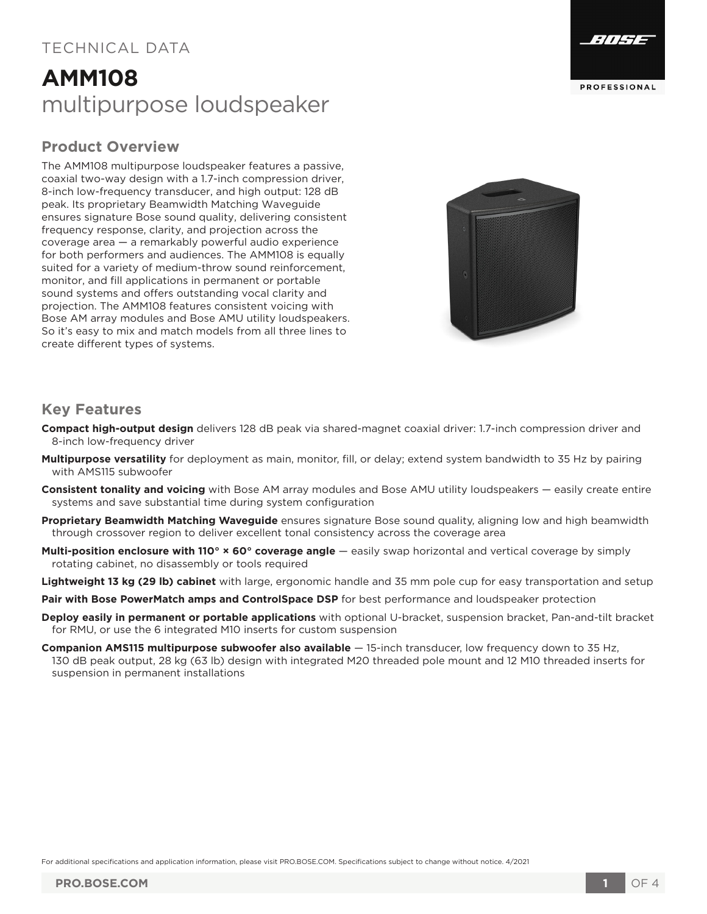TECHNICAL DATA

# AMM108
multipurpose loudspeaker

## Product Overview

The AMM108 multipurpose loudspeaker features a passive, coaxial two-way design with a 1.7-inch compression driver, 8-inch low-frequency transducer, and high output: 128 dB peak. Its proprietary Beamwidth Matching Waveguide ensures signature Bose sound quality, delivering consistent frequency response, clarity, and projection across the coverage area — a remarkably powerful audio experience for both performers and audiences. The AMM108 is equally suited for a variety of medium-throw sound reinforcement, monitor, and fill applications in permanent or portable sound systems and offers outstanding vocal clarity and projection. The AMM108 features consistent voicing with Bose AM array modules and Bose AMU utility loudspeakers. So it's easy to mix and match models from all three lines to create different types of systems.

## Key Features

**Compact high-output design** delivers 128 dB peak via shared-magnet coaxial driver: 1.7-inch compression driver and 8-inch low-frequency driver

**Multipurpose versatility** for deployment as main, monitor, fill, or delay; extend system bandwidth to 35 Hz by pairing with AMS115 subwoofer

**Consistent tonality and voicing** with Bose AM array modules and Bose AMU utility loudspeakers — easily create entire systems and save substantial time during system configuration

**Proprietary Beamwidth Matching Waveguide** ensures signature Bose sound quality, aligning low and high beamwidth through crossover region to deliver excellent tonal consistency across the coverage area

**Multi-position enclosure with 110° × 60° coverage angle** — easily swap horizontal and vertical coverage by simply rotating cabinet, no disassembly or tools required

**Lightweight 13 kg (29 lb) cabinet** with large, ergonomic handle and 35 mm pole cup for easy transportation and setup

**Pair with Bose PowerMatch amps and ControlSpace DSP** for best performance and loudspeaker protection

**Deploy easily in permanent or portable applications** with optional U-bracket, suspension bracket, Pan-and-tilt bracket for RMU, or use the 6 integrated M10 inserts for custom suspension

**Companion AMS115 multipurpose subwoofer also available** — 15-inch transducer, low frequency down to 35 Hz, 130 dB peak output, 28 kg (63 lb) design with integrated M20 threaded pole mount and 12 M10 threaded inserts for suspension in permanent installations

For additional specifications and application information, please visit PRO.BOSE.COM. Specifications subject to change without notice. 4/2021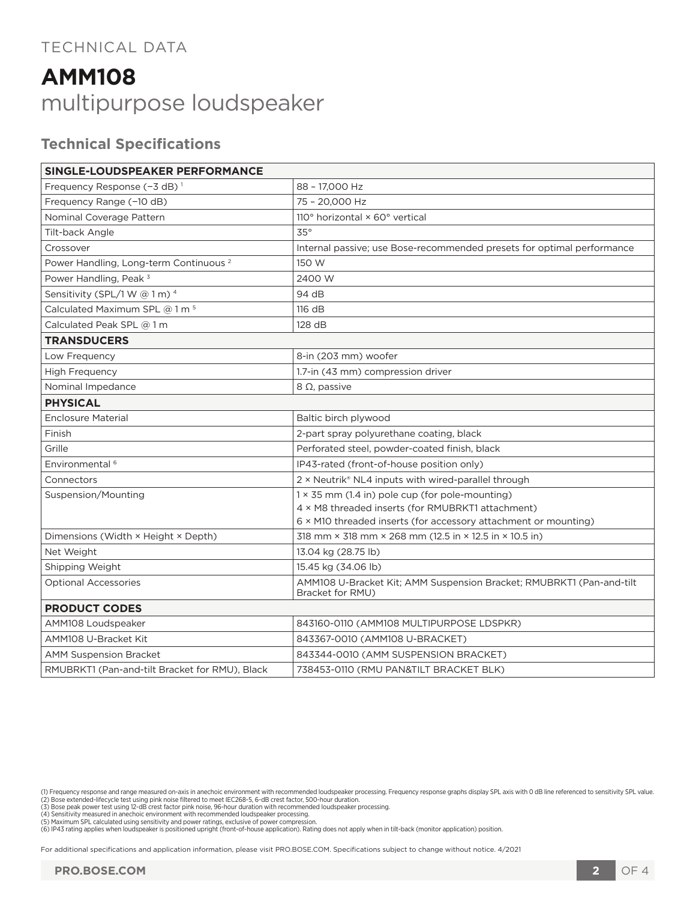TECHNICAL DATA

# AMM108

## multipurpose loudspeaker

### Technical Specifications

| SINGLE-LOUDSPEAKER PERFORMANCE | |
|---|---|
| Frequency Response (−3 dB) [1] | 88 – 17,000 Hz |
| Frequency Range (−10 dB) | 75 – 20,000 Hz |
| Nominal Coverage Pattern | 110° horizontal × 60° vertical |
| Tilt-back Angle | 35° |
| Crossover | Internal passive; use Bose-recommended presets for optimal performance |
| Power Handling, Long-term Continuous [2] | 150 W |
| Power Handling, Peak [3] | 2400 W |
| Sensitivity (SPL/1 W @ 1 m) [4] | 94 dB |
| Calculated Maximum SPL @ 1 m [5] | 116 dB |
| Calculated Peak SPL @ 1 m | 128 dB |
| **TRANSDUCERS** | |
| Low Frequency | 8-in (203 mm) woofer |
| High Frequency | 1.7-in (43 mm) compression driver |
| Nominal Impedance | 8 Ω, passive |
| **PHYSICAL** | |
| Enclosure Material | Baltic birch plywood |
| Finish | 2-part spray polyurethane coating, black |
| Grille | Perforated steel, powder-coated finish, black |
| Environmental [6] | IP43-rated (front-of-house position only) |
| Connectors | 2 × Neutrik® NL4 inputs with wired-parallel through |
| Suspension/Mounting | 1 × 35 mm (1.4 in) pole cup (for pole-mounting)<br>4 × M8 threaded inserts (for RMUBRKT1 attachment)<br>6 × M10 threaded inserts (for accessory attachment or mounting) |
| Dimensions (Width × Height × Depth) | 318 mm × 318 mm × 268 mm (12.5 in × 12.5 in × 10.5 in) |
| Net Weight | 13.04 kg (28.75 lb) |
| Shipping Weight | 15.45 kg (34.06 lb) |
| Optional Accessories | AMM108 U-Bracket Kit; AMM Suspension Bracket; RMUBRKT1 (Pan-and-tilt Bracket for RMU) |
| **PRODUCT CODES** | |
| AMM108 Loudspeaker | 843160-0110 (AMM108 MULTIPURPOSE LDSPKR) |
| AMM108 U-Bracket Kit | 843367-0010 (AMM108 U-BRACKET) |
| AMM Suspension Bracket | 843344-0010 (AMM SUSPENSION BRACKET) |
| RMUBRKT1 (Pan-and-tilt Bracket for RMU), Black | 738453-0110 (RMU PAN&TILT BRACKET BLK) |

(1) Frequency response and range measured on-axis in anechoic environment with recommended loudspeaker processing. Frequency response graphs display SPL axis with 0 dB line referenced to sensitivity SPL value.
(2) Bose extended-lifecycle test using pink noise filtered to meet IEC268-5, 6-dB crest factor, 500-hour duration.
(3) Bose peak power test using 12-dB crest factor pink noise, 96-hour duration with recommended loudspeaker processing.
(4) Sensitivity measured in anechoic environment with recommended loudspeaker processing.
(5) Maximum SPL calculated using sensitivity and power ratings, exclusive of power compression.
(6) IP43 rating applies when loudspeaker is positioned upright (front-of-house application). Rating does not apply when in tilt-back (monitor application) position.

For additional specifications and application information, please visit PRO.BOSE.COM. Specifications subject to change without notice. 4/2021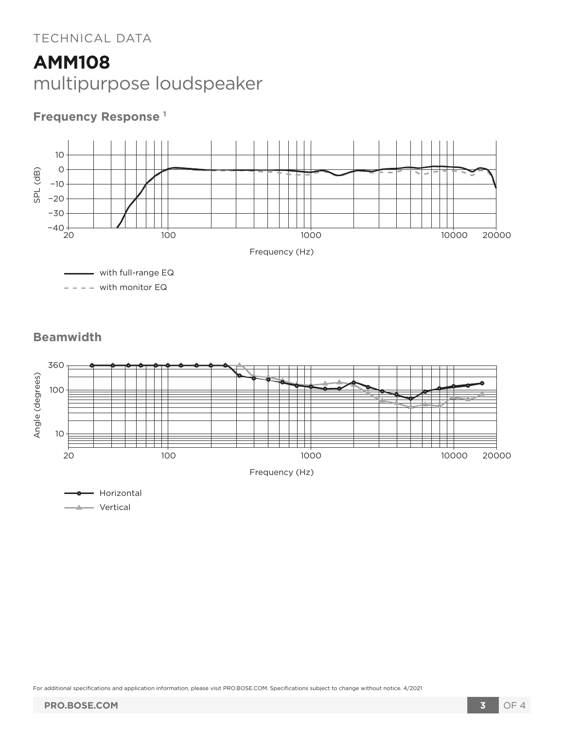TECHNICAL DATA

# AMM108

multipurpose loudspeaker

## Frequency Response [1]

SPL (dB)

Frequency (Hz)

— with full-range EQ

- - - - with monitor EQ

## Beamwidth

Angle (degrees)

Frequency (Hz)

—o— Horizontal

—▲— Vertical

For additional specifications and application information, please visit PRO.BOSE.COM. Specifications subject to change without notice. 4/2021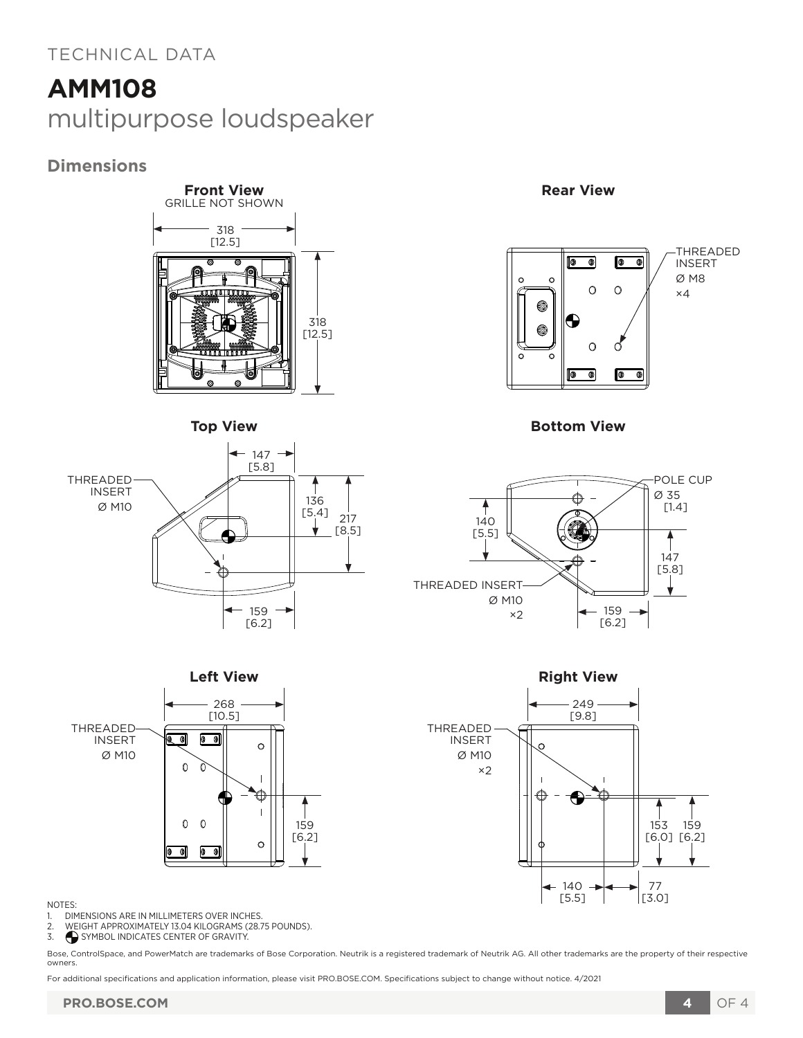TECHNICAL DATA

# AMM108

multipurpose loudspeaker

## Dimensions

**Front View**
GRILLE NOT SHOWN

318
[12.5]

318
[12.5]

**Rear View**

THREADED INSERT
Ø M8
×4

**Top View**

147
[5.8]

THREADED INSERT
Ø M10

136
[5.4]

217
[8.5]

159
[6.2]

**Bottom View**

POLE CUP
Ø 35
[1.4]

140
[5.5]

147
[5.8]

THREADED INSERT
Ø M10
×2

159
[6.2]

**Left View**

268
[10.5]

THREADED INSERT
Ø M10

159
[6.2]

**Right View**

249
[9.8]

THREADED INSERT
Ø M10
×2

153
[6.0]

159
[6.2]

140
[5.5]

77
[3.0]

NOTES:

1. DIMENSIONS ARE IN MILLIMETERS OVER INCHES.
2. WEIGHT APPROXIMATELY 13.04 KILOGRAMS (28.75 POUNDS).
3. SYMBOL INDICATES CENTER OF GRAVITY.

Bose, ControlSpace, and PowerMatch are trademarks of Bose Corporation. Neutrik is a registered trademark of Neutrik AG. All other trademarks are the property of their respective owners.

For additional specifications and application information, please visit PRO.BOSE.COM. Specifications subject to change without notice. 4/2021

PRO.BOSE.COM